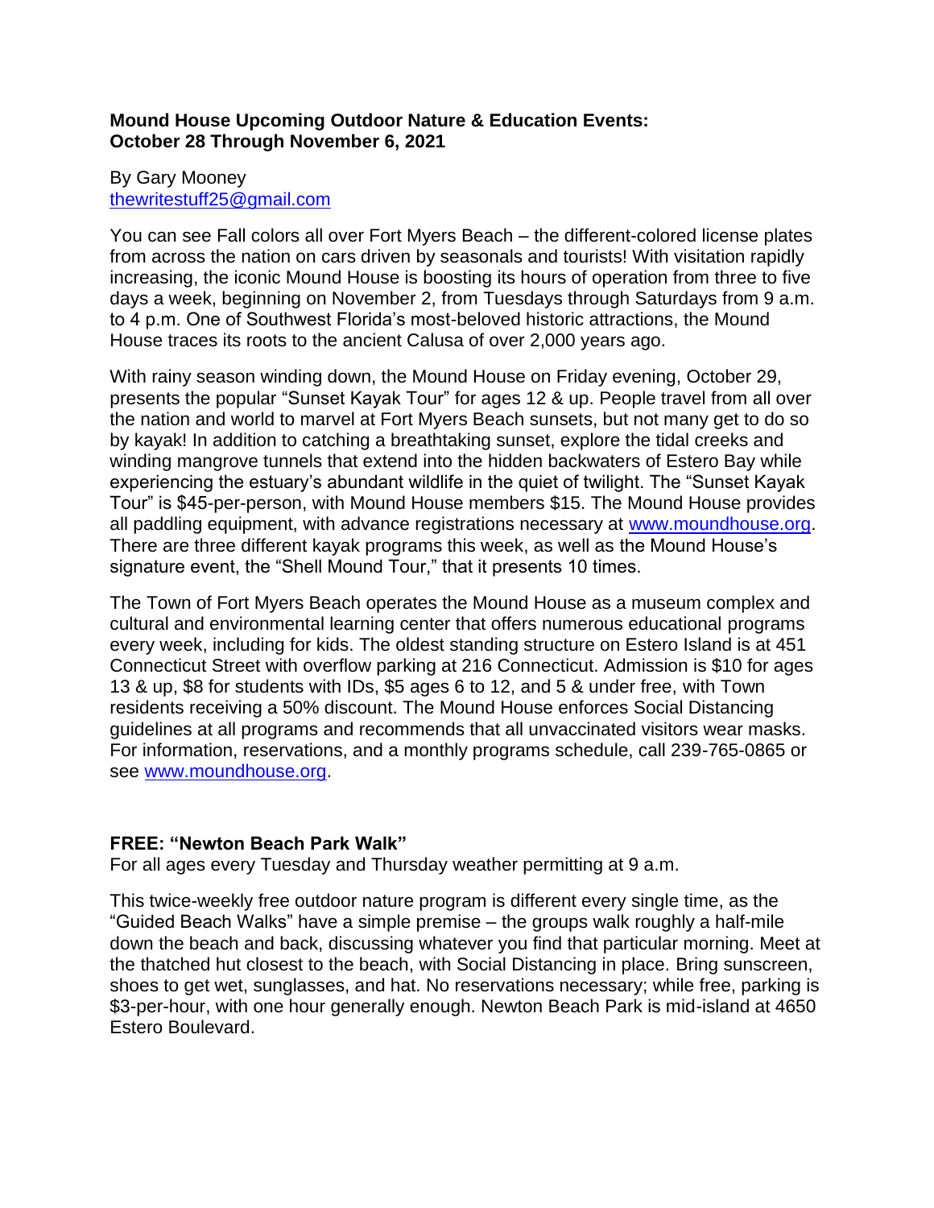**Mound House Upcoming Outdoor Nature & Education Events:
October 28 Through November 6, 2021**

By Gary Mooney
thewritestuff25@gmail.com

You can see Fall colors all over Fort Myers Beach – the different-colored license plates from across the nation on cars driven by seasonals and tourists! With visitation rapidly increasing, the iconic Mound House is boosting its hours of operation from three to five days a week, beginning on November 2, from Tuesdays through Saturdays from 9 a.m. to 4 p.m. One of Southwest Florida's most-beloved historic attractions, the Mound House traces its roots to the ancient Calusa of over 2,000 years ago.

With rainy season winding down, the Mound House on Friday evening, October 29, presents the popular "Sunset Kayak Tour" for ages 12 & up. People travel from all over the nation and world to marvel at Fort Myers Beach sunsets, but not many get to do so by kayak! In addition to catching a breathtaking sunset, explore the tidal creeks and winding mangrove tunnels that extend into the hidden backwaters of Estero Bay while experiencing the estuary's abundant wildlife in the quiet of twilight. The "Sunset Kayak Tour" is $45-per-person, with Mound House members $15. The Mound House provides all paddling equipment, with advance registrations necessary at www.moundhouse.org. There are three different kayak programs this week, as well as the Mound House's signature event, the "Shell Mound Tour," that it presents 10 times.

The Town of Fort Myers Beach operates the Mound House as a museum complex and cultural and environmental learning center that offers numerous educational programs every week, including for kids. The oldest standing structure on Estero Island is at 451 Connecticut Street with overflow parking at 216 Connecticut. Admission is $10 for ages 13 & up, $8 for students with IDs, $5 ages 6 to 12, and 5 & under free, with Town residents receiving a 50% discount. The Mound House enforces Social Distancing guidelines at all programs and recommends that all unvaccinated visitors wear masks. For information, reservations, and a monthly programs schedule, call 239-765-0865 or see www.moundhouse.org.

**FREE: "Newton Beach Park Walk"**
For all ages every Tuesday and Thursday weather permitting at 9 a.m.

This twice-weekly free outdoor nature program is different every single time, as the "Guided Beach Walks" have a simple premise – the groups walk roughly a half-mile down the beach and back, discussing whatever you find that particular morning. Meet at the thatched hut closest to the beach, with Social Distancing in place. Bring sunscreen, shoes to get wet, sunglasses, and hat. No reservations necessary; while free, parking is $3-per-hour, with one hour generally enough. Newton Beach Park is mid-island at 4650 Estero Boulevard.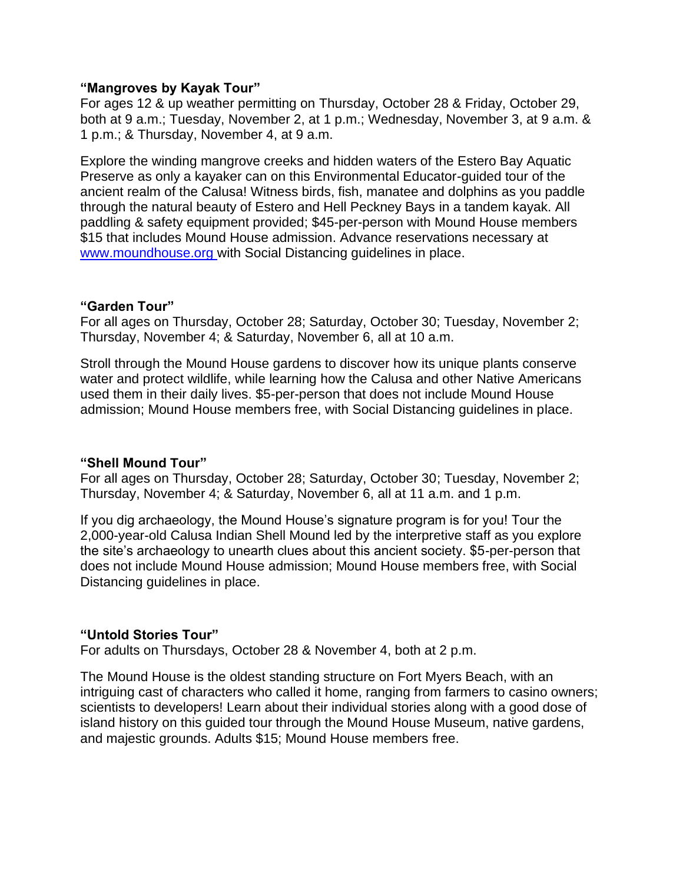### **"Mangroves by Kayak Tour"**

For ages 12 & up weather permitting on Thursday, October 28 & Friday, October 29, both at 9 a.m.; Tuesday, November 2, at 1 p.m.; Wednesday, November 3, at 9 a.m. & 1 p.m.; & Thursday, November 4, at 9 a.m.

Explore the winding mangrove creeks and hidden waters of the Estero Bay Aquatic Preserve as only a kayaker can on this Environmental Educator-guided tour of the ancient realm of the Calusa! Witness birds, fish, manatee and dolphins as you paddle through the natural beauty of Estero and Hell Peckney Bays in a tandem kayak. All paddling & safety equipment provided; $45-per-person with Mound House members $15 that includes Mound House admission. Advance reservations necessary at [www.moundhouse.org](http://www.moundhouse.org) with Social Distancing guidelines in place.

### **"Garden Tour"**

For all ages on Thursday, October 28; Saturday, October 30; Tuesday, November 2; Thursday, November 4; & Saturday, November 6, all at 10 a.m.

Stroll through the Mound House gardens to discover how its unique plants conserve water and protect wildlife, while learning how the Calusa and other Native Americans used them in their daily lives. $5-per-person that does not include Mound House admission; Mound House members free, with Social Distancing guidelines in place.

### **"Shell Mound Tour"**

For all ages on Thursday, October 28; Saturday, October 30; Tuesday, November 2; Thursday, November 4; & Saturday, November 6, all at 11 a.m. and 1 p.m.

If you dig archaeology, the Mound House's signature program is for you! Tour the 2,000-year-old Calusa Indian Shell Mound led by the interpretive staff as you explore the site's archaeology to unearth clues about this ancient society. $5-per-person that does not include Mound House admission; Mound House members free, with Social Distancing guidelines in place.

### **"Untold Stories Tour"**

For adults on Thursdays, October 28 & November 4, both at 2 p.m.

The Mound House is the oldest standing structure on Fort Myers Beach, with an intriguing cast of characters who called it home, ranging from farmers to casino owners; scientists to developers! Learn about their individual stories along with a good dose of island history on this guided tour through the Mound House Museum, native gardens, and majestic grounds. Adults $15; Mound House members free.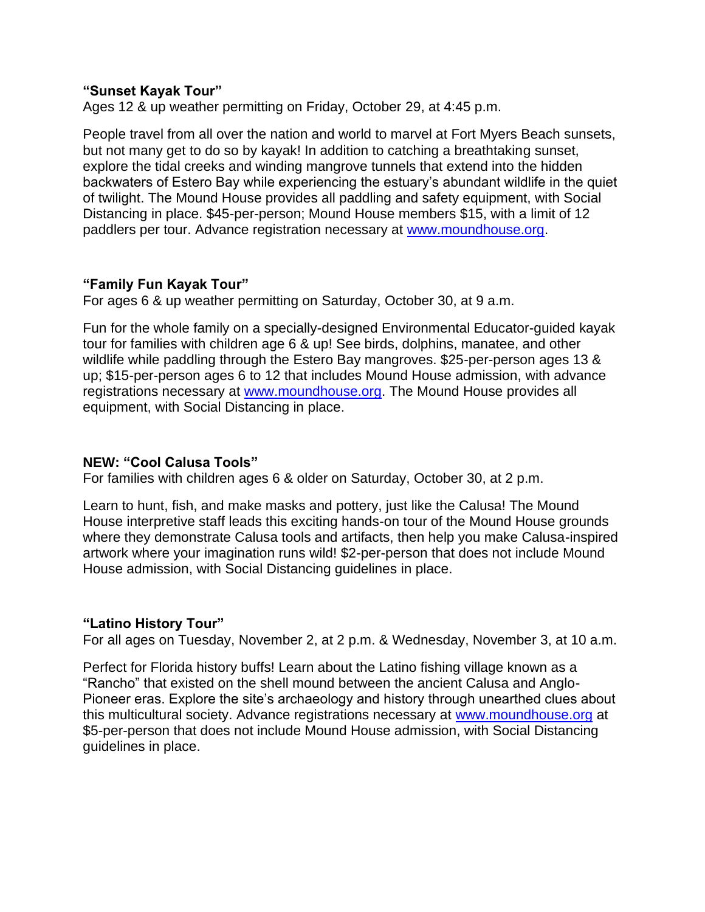**“Sunset Kayak Tour”**
Ages 12 & up weather permitting on Friday, October 29, at 4:45 p.m.

People travel from all over the nation and world to marvel at Fort Myers Beach sunsets, but not many get to do so by kayak! In addition to catching a breathtaking sunset, explore the tidal creeks and winding mangrove tunnels that extend into the hidden backwaters of Estero Bay while experiencing the estuary’s abundant wildlife in the quiet of twilight. The Mound House provides all paddling and safety equipment, with Social Distancing in place. $45-per-person; Mound House members $15, with a limit of 12 paddlers per tour. Advance registration necessary at [www.moundhouse.org](http://www.moundhouse.org).

**“Family Fun Kayak Tour”**
For ages 6 & up weather permitting on Saturday, October 30, at 9 a.m.

Fun for the whole family on a specially-designed Environmental Educator-guided kayak tour for families with children age 6 & up! See birds, dolphins, manatee, and other wildlife while paddling through the Estero Bay mangroves. $25-per-person ages 13 & up; $15-per-person ages 6 to 12 that includes Mound House admission, with advance registrations necessary at [www.moundhouse.org](http://www.moundhouse.org). The Mound House provides all equipment, with Social Distancing in place.

**NEW: “Cool Calusa Tools”**
For families with children ages 6 & older on Saturday, October 30, at 2 p.m.

Learn to hunt, fish, and make masks and pottery, just like the Calusa! The Mound House interpretive staff leads this exciting hands-on tour of the Mound House grounds where they demonstrate Calusa tools and artifacts, then help you make Calusa-inspired artwork where your imagination runs wild! $2-per-person that does not include Mound House admission, with Social Distancing guidelines in place.

**“Latino History Tour”**
For all ages on Tuesday, November 2, at 2 p.m. & Wednesday, November 3, at 10 a.m.

Perfect for Florida history buffs! Learn about the Latino fishing village known as a “Rancho” that existed on the shell mound between the ancient Calusa and Anglo-Pioneer eras. Explore the site’s archaeology and history through unearthed clues about this multicultural society. Advance registrations necessary at [www.moundhouse.org](http://www.moundhouse.org) at $5-per-person that does not include Mound House admission, with Social Distancing guidelines in place.